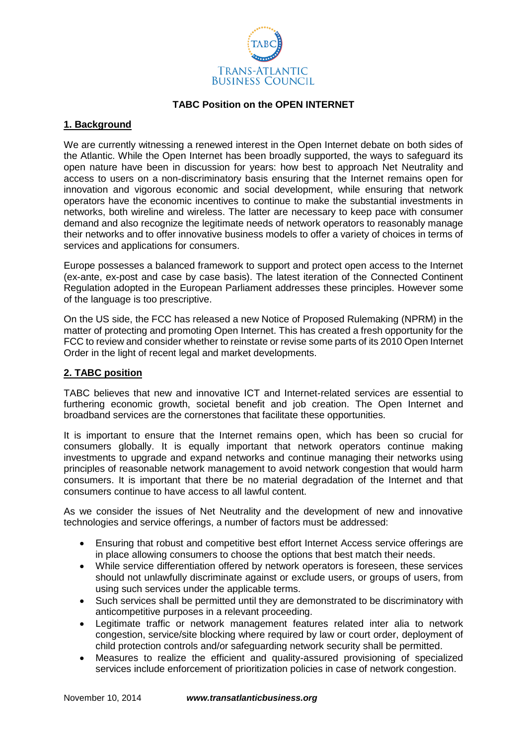TRANS-ATLANTIC BUSINESS COUNCIL

# TABC Position on the OPEN INTERNET

## 1. Background

We are currently witnessing a renewed interest in the Open Internet debate on both sides of the Atlantic. While the Open Internet has been broadly supported, the ways to safeguard its open nature have been in discussion for years: how best to approach Net Neutrality and access to users on a non-discriminatory basis ensuring that the Internet remains open for innovation and vigorous economic and social development, while ensuring that network operators have the economic incentives to continue to make the substantial investments in networks, both wireline and wireless. The latter are necessary to keep pace with consumer demand and also recognize the legitimate needs of network operators to reasonably manage their networks and to offer innovative business models to offer a variety of choices in terms of services and applications for consumers.

Europe possesses a balanced framework to support and protect open access to the Internet (ex-ante, ex-post and case by case basis). The latest iteration of the Connected Continent Regulation adopted in the European Parliament addresses these principles. However some of the language is too prescriptive.

On the US side, the FCC has released a new Notice of Proposed Rulemaking (NPRM) in the matter of protecting and promoting Open Internet. This has created a fresh opportunity for the FCC to review and consider whether to reinstate or revise some parts of its 2010 Open Internet Order in the light of recent legal and market developments.

## 2. TABC position

TABC believes that new and innovative ICT and Internet-related services are essential to furthering economic growth, societal benefit and job creation. The Open Internet and broadband services are the cornerstones that facilitate these opportunities.

It is important to ensure that the Internet remains open, which has been so crucial for consumers globally. It is equally important that network operators continue making investments to upgrade and expand networks and continue managing their networks using principles of reasonable network management to avoid network congestion that would harm consumers. It is important that there be no material degradation of the Internet and that consumers continue to have access to all lawful content.

As we consider the issues of Net Neutrality and the development of new and innovative technologies and service offerings, a number of factors must be addressed:

- Ensuring that robust and competitive best effort Internet Access service offerings are in place allowing consumers to choose the options that best match their needs.
- While service differentiation offered by network operators is foreseen, these services should not unlawfully discriminate against or exclude users, or groups of users, from using such services under the applicable terms.
- Such services shall be permitted until they are demonstrated to be discriminatory with anticompetitive purposes in a relevant proceeding.
- Legitimate traffic or network management features related inter alia to network congestion, service/site blocking where required by law or court order, deployment of child protection controls and/or safeguarding network security shall be permitted.
- Measures to realize the efficient and quality-assured provisioning of specialized services include enforcement of prioritization policies in case of network congestion.

November 10, 2014 ***www.transatlanticbusiness.org***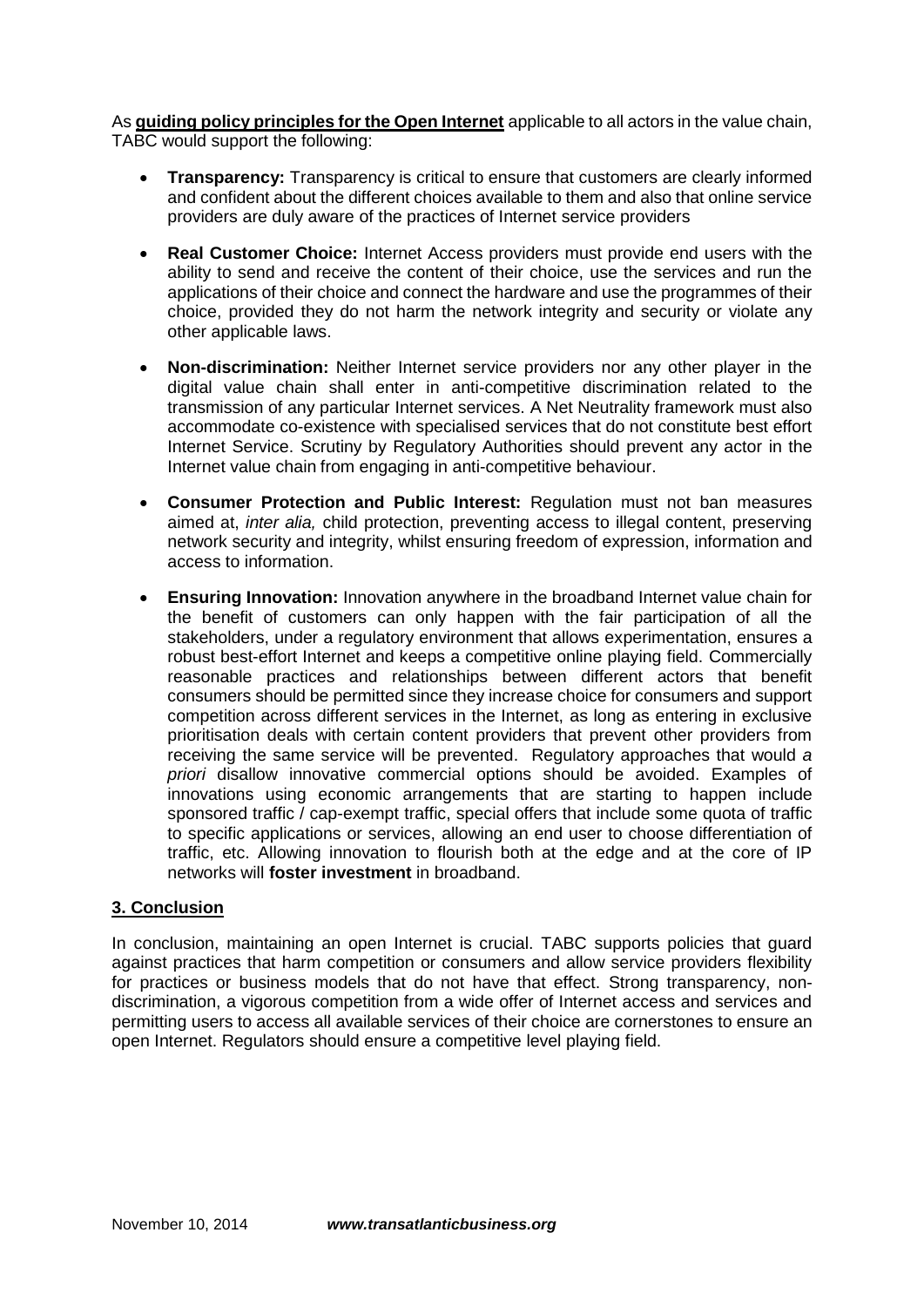As **guiding policy principles for the Open Internet** applicable to all actors in the value chain, TABC would support the following:

- **Transparency:** Transparency is critical to ensure that customers are clearly informed and confident about the different choices available to them and also that online service providers are duly aware of the practices of Internet service providers
- **Real Customer Choice:** Internet Access providers must provide end users with the ability to send and receive the content of their choice, use the services and run the applications of their choice and connect the hardware and use the programmes of their choice, provided they do not harm the network integrity and security or violate any other applicable laws.
- **Non-discrimination:** Neither Internet service providers nor any other player in the digital value chain shall enter in anti-competitive discrimination related to the transmission of any particular Internet services. A Net Neutrality framework must also accommodate co-existence with specialised services that do not constitute best effort Internet Service. Scrutiny by Regulatory Authorities should prevent any actor in the Internet value chain from engaging in anti-competitive behaviour.
- **Consumer Protection and Public Interest:** Regulation must not ban measures aimed at, *inter alia,* child protection, preventing access to illegal content, preserving network security and integrity, whilst ensuring freedom of expression, information and access to information.
- **Ensuring Innovation:** Innovation anywhere in the broadband Internet value chain for the benefit of customers can only happen with the fair participation of all the stakeholders, under a regulatory environment that allows experimentation, ensures a robust best-effort Internet and keeps a competitive online playing field. Commercially reasonable practices and relationships between different actors that benefit consumers should be permitted since they increase choice for consumers and support competition across different services in the Internet, as long as entering in exclusive prioritisation deals with certain content providers that prevent other providers from receiving the same service will be prevented. Regulatory approaches that would *a priori* disallow innovative commercial options should be avoided. Examples of innovations using economic arrangements that are starting to happen include sponsored traffic / cap-exempt traffic, special offers that include some quota of traffic to specific applications or services, allowing an end user to choose differentiation of traffic, etc. Allowing innovation to flourish both at the edge and at the core of IP networks will **foster investment** in broadband.

## 3. Conclusion

In conclusion, maintaining an open Internet is crucial. TABC supports policies that guard against practices that harm competition or consumers and allow service providers flexibility for practices or business models that do not have that effect. Strong transparency, non-discrimination, a vigorous competition from a wide offer of Internet access and services and permitting users to access all available services of their choice are cornerstones to ensure an open Internet. Regulators should ensure a competitive level playing field.